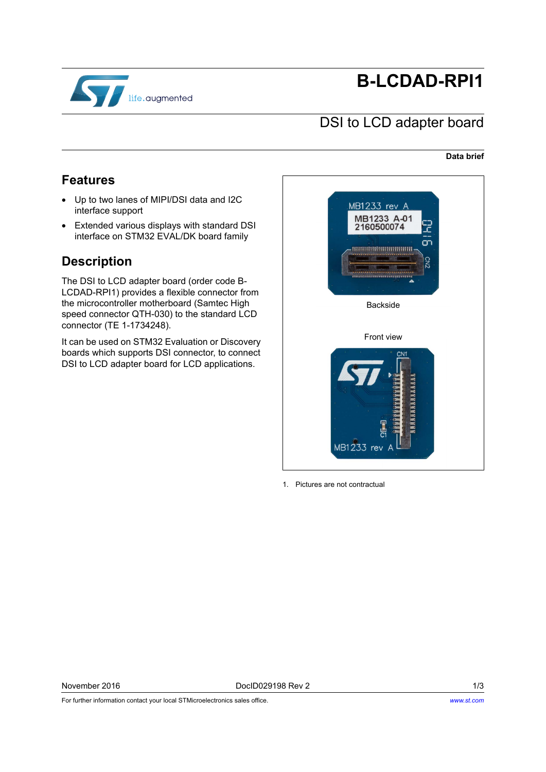# B-LCDAD-RPI1

## DSI to LCD adapter board

**Data brief**

## Features

- Up to two lanes of MIPI/DSI data and I2C interface support
- Extended various displays with standard DSI interface on STM32 EVAL/DK board family

## Description

The DSI to LCD adapter board (order code B-LCDAD-RPI1) provides a flexible connector from the microcontroller motherboard (Samtec High speed connector QTH-030) to the standard LCD connector (TE 1-1734248).

It can be used on STM32 Evaluation or Discovery boards which supports DSI connector, to connect DSI to LCD adapter board for LCD applications.

Backside

Front view

1. Pictures are not contractual

November 2016 DocID029198 Rev 2

For further information contact your local STMicroelectronics sales office. www.st.com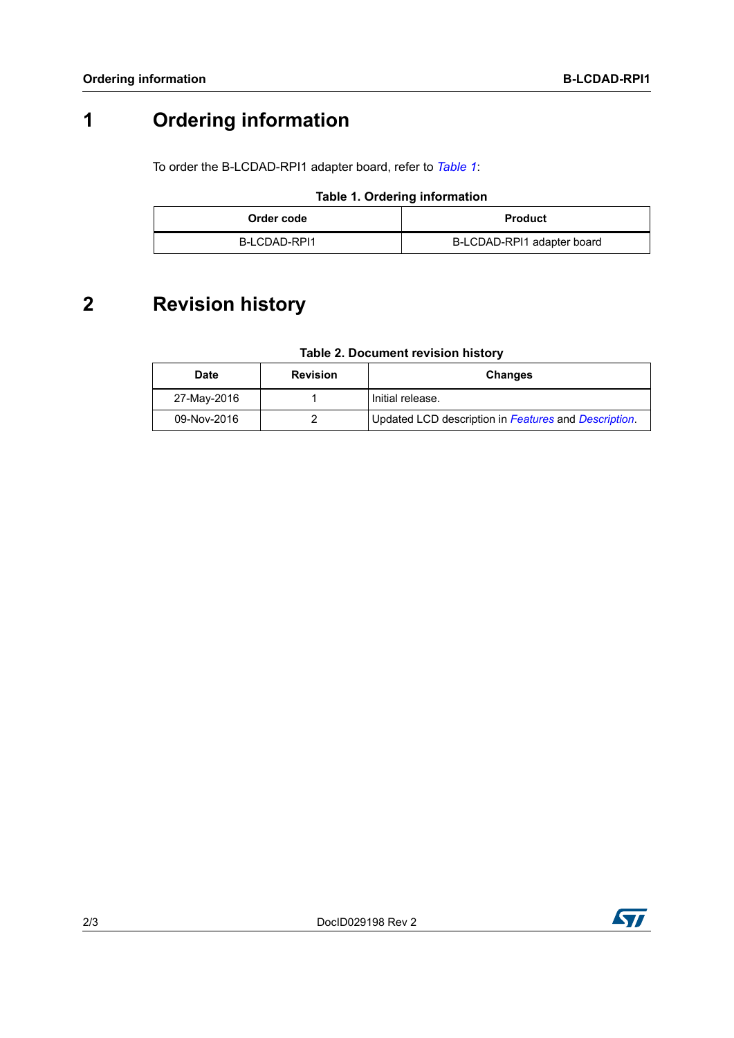# 1 Ordering information

To order the B-LCDAD-RPI1 adapter board, refer to *Table 1*:

**Table 1. Ordering information**

| Order code | Product |
|---|---|
| B-LCDAD-RPI1 | B-LCDAD-RPI1 adapter board |

# 2 Revision history

**Table 2. Document revision history**

| Date | Revision | Changes |
|---|---|---|
| 27-May-2016 | 1 | Initial release. |
| 09-Nov-2016 | 2 | Updated LCD description in *Features* and *Description*. |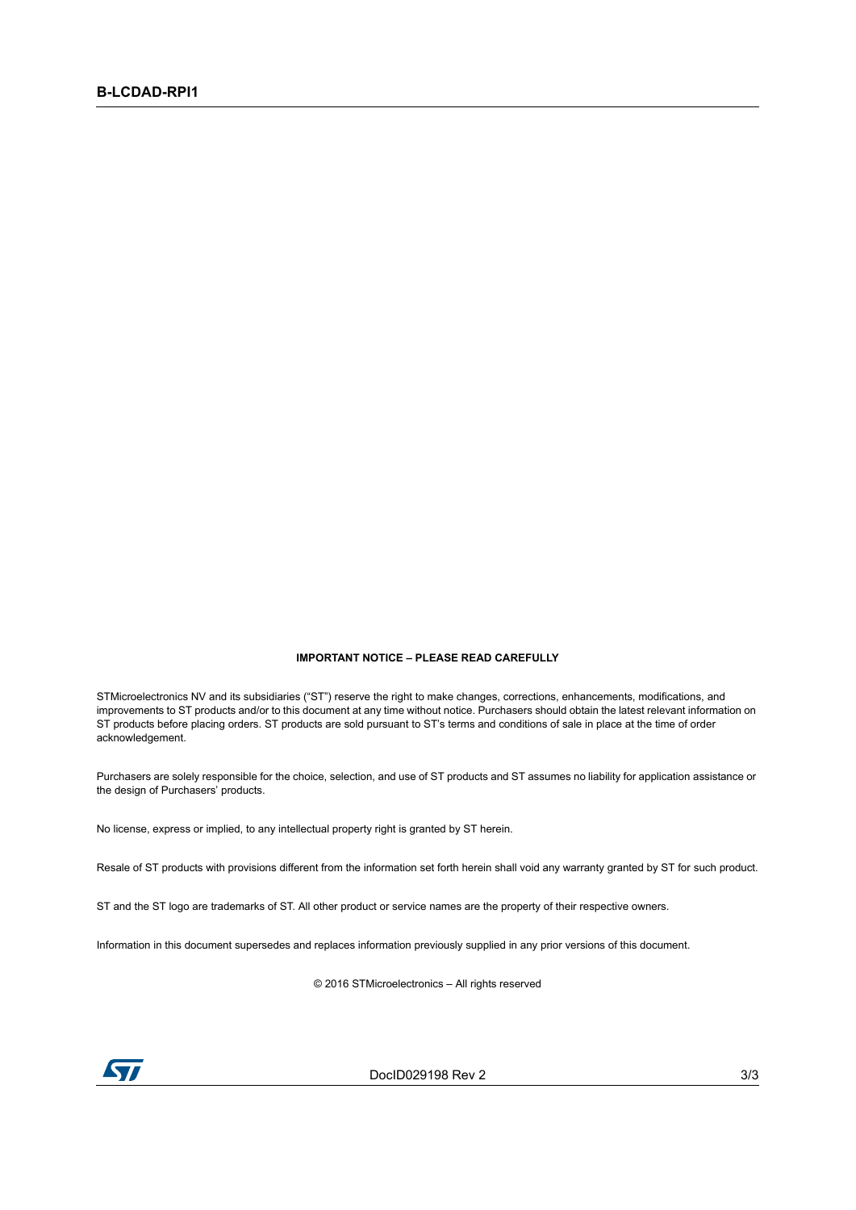**IMPORTANT NOTICE – PLEASE READ CAREFULLY**

STMicroelectronics NV and its subsidiaries ("ST") reserve the right to make changes, corrections, enhancements, modifications, and improvements to ST products and/or to this document at any time without notice. Purchasers should obtain the latest relevant information on ST products before placing orders. ST products are sold pursuant to ST's terms and conditions of sale in place at the time of order acknowledgement.

Purchasers are solely responsible for the choice, selection, and use of ST products and ST assumes no liability for application assistance or the design of Purchasers' products.

No license, express or implied, to any intellectual property right is granted by ST herein.

Resale of ST products with provisions different from the information set forth herein shall void any warranty granted by ST for such product.

ST and the ST logo are trademarks of ST. All other product or service names are the property of their respective owners.

Information in this document supersedes and replaces information previously supplied in any prior versions of this document.

© 2016 STMicroelectronics – All rights reserved